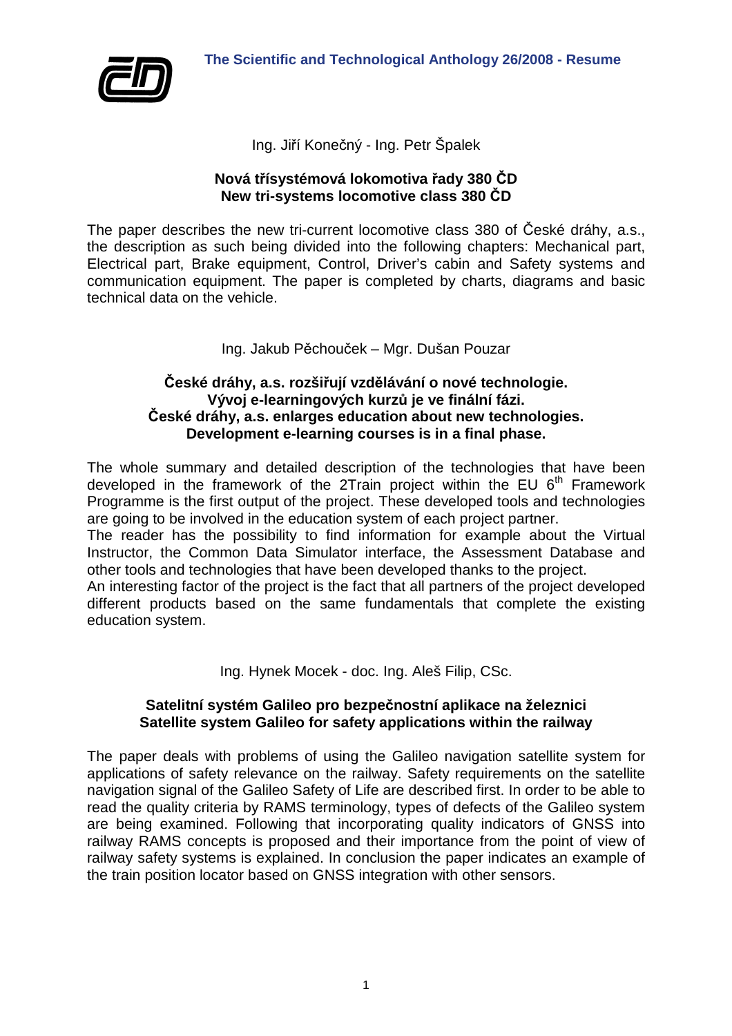Ing. Jiří Konečný - Ing. Petr Špalek

## Nová třísystémová lokomotiva řady 380 ČD
## New tri-systems locomotive class 380 ČD

The paper describes the new tri-current locomotive class 380 of České dráhy, a.s., the description as such being divided into the following chapters: Mechanical part, Electrical part, Brake equipment, Control, Driver's cabin and Safety systems and communication equipment. The paper is completed by charts, diagrams and basic technical data on the vehicle.

Ing. Jakub Pěchouček – Mgr. Dušan Pouzar

## České dráhy, a.s. rozšiřují vzdělávání o nové technologie. Vývoj e-learningových kurzů je ve finální fázi.
## České dráhy, a.s. enlarges education about new technologies. Development e-learning courses is in a final phase.

The whole summary and detailed description of the technologies that have been developed in the framework of the 2Train project within the EU 6th Framework Programme is the first output of the project. These developed tools and technologies are going to be involved in the education system of each project partner.
The reader has the possibility to find information for example about the Virtual Instructor, the Common Data Simulator interface, the Assessment Database and other tools and technologies that have been developed thanks to the project.
An interesting factor of the project is the fact that all partners of the project developed different products based on the same fundamentals that complete the existing education system.

Ing. Hynek Mocek - doc. Ing. Aleš Filip, CSc.

## Satelitní systém Galileo pro bezpečnostní aplikace na železnici
## Satellite system Galileo for safety applications within the railway

The paper deals with problems of using the Galileo navigation satellite system for applications of safety relevance on the railway. Safety requirements on the satellite navigation signal of the Galileo Safety of Life are described first. In order to be able to read the quality criteria by RAMS terminology, types of defects of the Galileo system are being examined. Following that incorporating quality indicators of GNSS into railway RAMS concepts is proposed and their importance from the point of view of railway safety systems is explained. In conclusion the paper indicates an example of the train position locator based on GNSS integration with other sensors.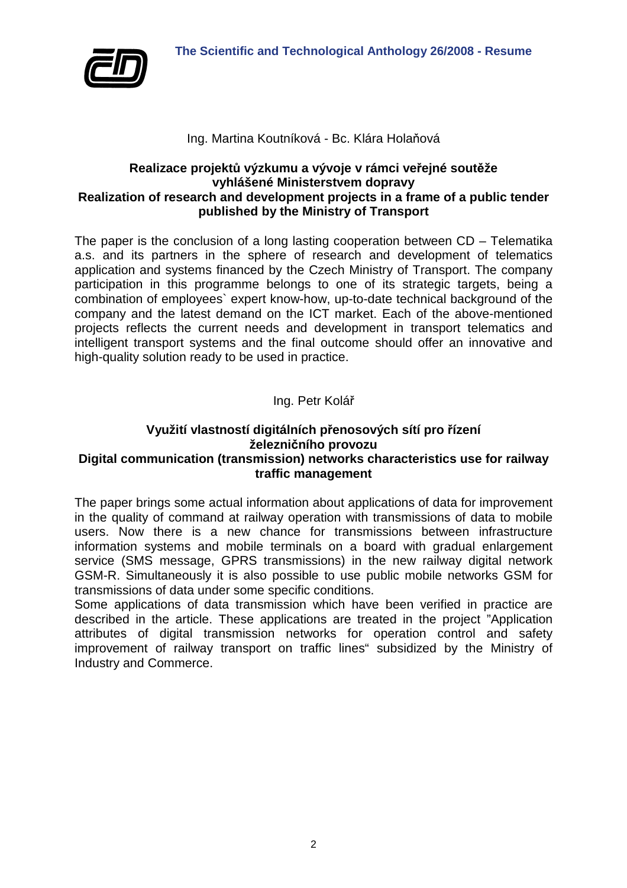Ing. Martina Koutníková - Bc. Klára Holaňová

**Realizace projektů výzkumu a vývoje v rámci veřejné soutěže vyhlášené Ministerstvem dopravy**
**Realization of research and development projects in a frame of a public tender published by the Ministry of Transport**

The paper is the conclusion of a long lasting cooperation between CD – Telematika a.s. and its partners in the sphere of research and development of telematics application and systems financed by the Czech Ministry of Transport. The company participation in this programme belongs to one of its strategic targets, being a combination of employees` expert know-how, up-to-date technical background of the company and the latest demand on the ICT market. Each of the above-mentioned projects reflects the current needs and development in transport telematics and intelligent transport systems and the final outcome should offer an innovative and high-quality solution ready to be used in practice.

Ing. Petr Kolář

**Využití vlastností digitálních přenosových sítí pro řízení železničního provozu**
**Digital communication (transmission) networks characteristics use for railway traffic management**

The paper brings some actual information about applications of data for improvement in the quality of command at railway operation with transmissions of data to mobile users. Now there is a new chance for transmissions between infrastructure information systems and mobile terminals on a board with gradual enlargement service (SMS message, GPRS transmissions) in the new railway digital network GSM-R. Simultaneously it is also possible to use public mobile networks GSM for transmissions of data under some specific conditions.
Some applications of data transmission which have been verified in practice are described in the article. These applications are treated in the project "Application attributes of digital transmission networks for operation control and safety improvement of railway transport on traffic lines" subsidized by the Ministry of Industry and Commerce.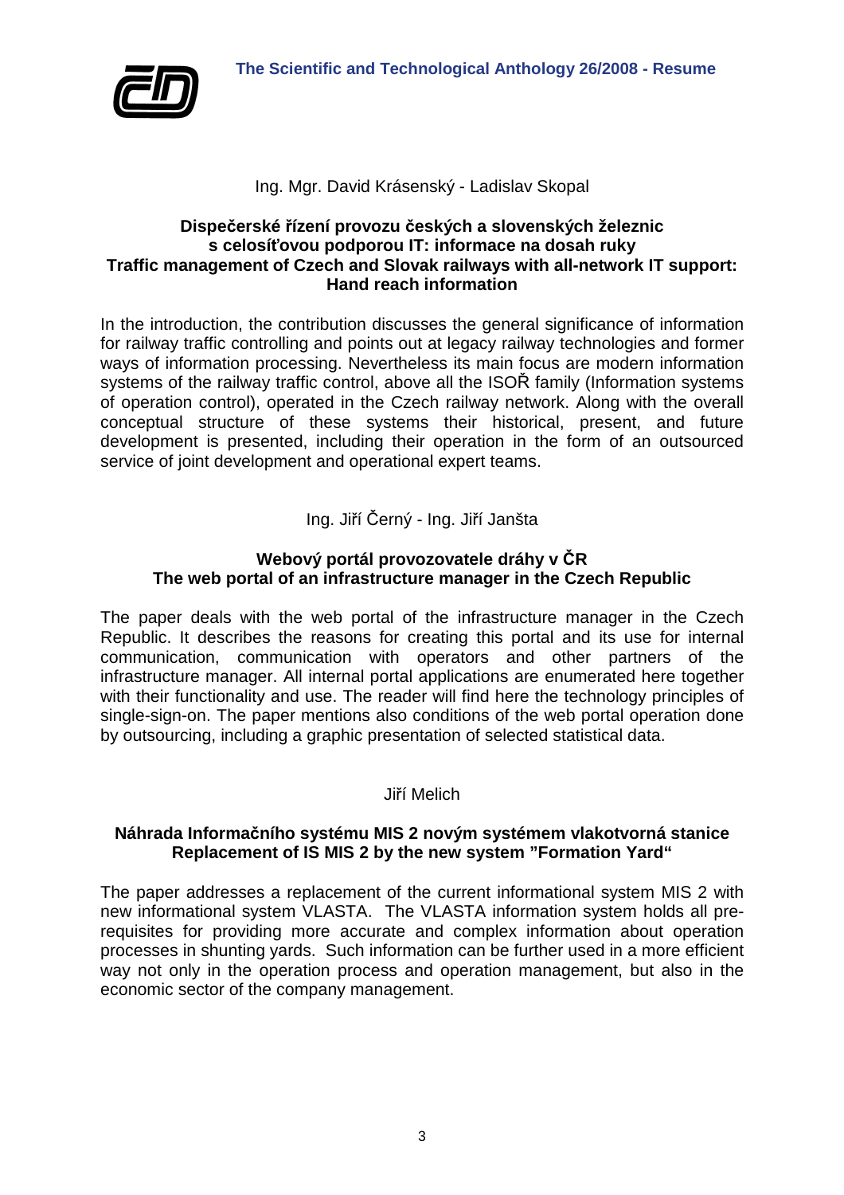Ing. Mgr. David Krásenský - Ladislav Skopal

**Dispečerské řízení provozu českých a slovenských železnic s celosíťovou podporou IT: informace na dosah ruky**
**Traffic management of Czech and Slovak railways with all-network IT support: Hand reach information**

In the introduction, the contribution discusses the general significance of information for railway traffic controlling and points out at legacy railway technologies and former ways of information processing. Nevertheless its main focus are modern information systems of the railway traffic control, above all the ISOŘ family (Information systems of operation control), operated in the Czech railway network. Along with the overall conceptual structure of these systems their historical, present, and future development is presented, including their operation in the form of an outsourced service of joint development and operational expert teams.

Ing. Jiří Černý - Ing. Jiří Janšta

**Webový portál provozovatele dráhy v ČR**
**The web portal of an infrastructure manager in the Czech Republic**

The paper deals with the web portal of the infrastructure manager in the Czech Republic. It describes the reasons for creating this portal and its use for internal communication, communication with operators and other partners of the infrastructure manager. All internal portal applications are enumerated here together with their functionality and use. The reader will find here the technology principles of single-sign-on. The paper mentions also conditions of the web portal operation done by outsourcing, including a graphic presentation of selected statistical data.

Jiří Melich

**Náhrada Informačního systému MIS 2 novým systémem vlakotvorná stanice**
**Replacement of IS MIS 2 by the new system "Formation Yard"**

The paper addresses a replacement of the current informational system MIS 2 with new informational system VLASTA. The VLASTA information system holds all pre-requisites for providing more accurate and complex information about operation processes in shunting yards. Such information can be further used in a more efficient way not only in the operation process and operation management, but also in the economic sector of the company management.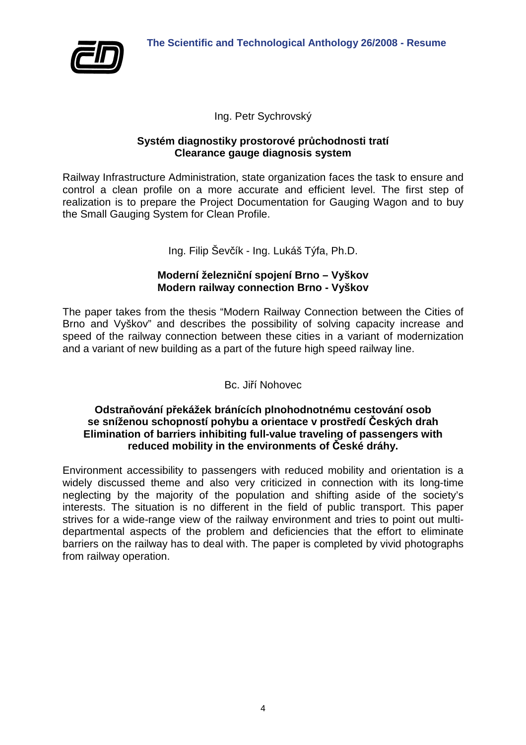Ing. Petr Sychrovský

**Systém diagnostiky prostorové průchodnosti tratí**
**Clearance gauge diagnosis system**

Railway Infrastructure Administration, state organization faces the task to ensure and control a clean profile on a more accurate and efficient level. The first step of realization is to prepare the Project Documentation for Gauging Wagon and to buy the Small Gauging System for Clean Profile.

Ing. Filip Ševčík - Ing. Lukáš Týfa, Ph.D.

**Moderní železniční spojení Brno – Vyškov**
**Modern railway connection Brno - Vyškov**

The paper takes from the thesis "Modern Railway Connection between the Cities of Brno and Vyškov" and describes the possibility of solving capacity increase and speed of the railway connection between these cities in a variant of modernization and a variant of new building as a part of the future high speed railway line.

Bc. Jiří Nohovec

**Odstraňování překážek bránících plnohodnotnému cestování osob se sníženou schopností pohybu a orientace v prostředí Českých drah**
**Elimination of barriers inhibiting full-value traveling of passengers with reduced mobility in the environments of České dráhy.**

Environment accessibility to passengers with reduced mobility and orientation is a widely discussed theme and also very criticized in connection with its long-time neglecting by the majority of the population and shifting aside of the society's interests. The situation is no different in the field of public transport. This paper strives for a wide-range view of the railway environment and tries to point out multi-departmental aspects of the problem and deficiencies that the effort to eliminate barriers on the railway has to deal with. The paper is completed by vivid photographs from railway operation.